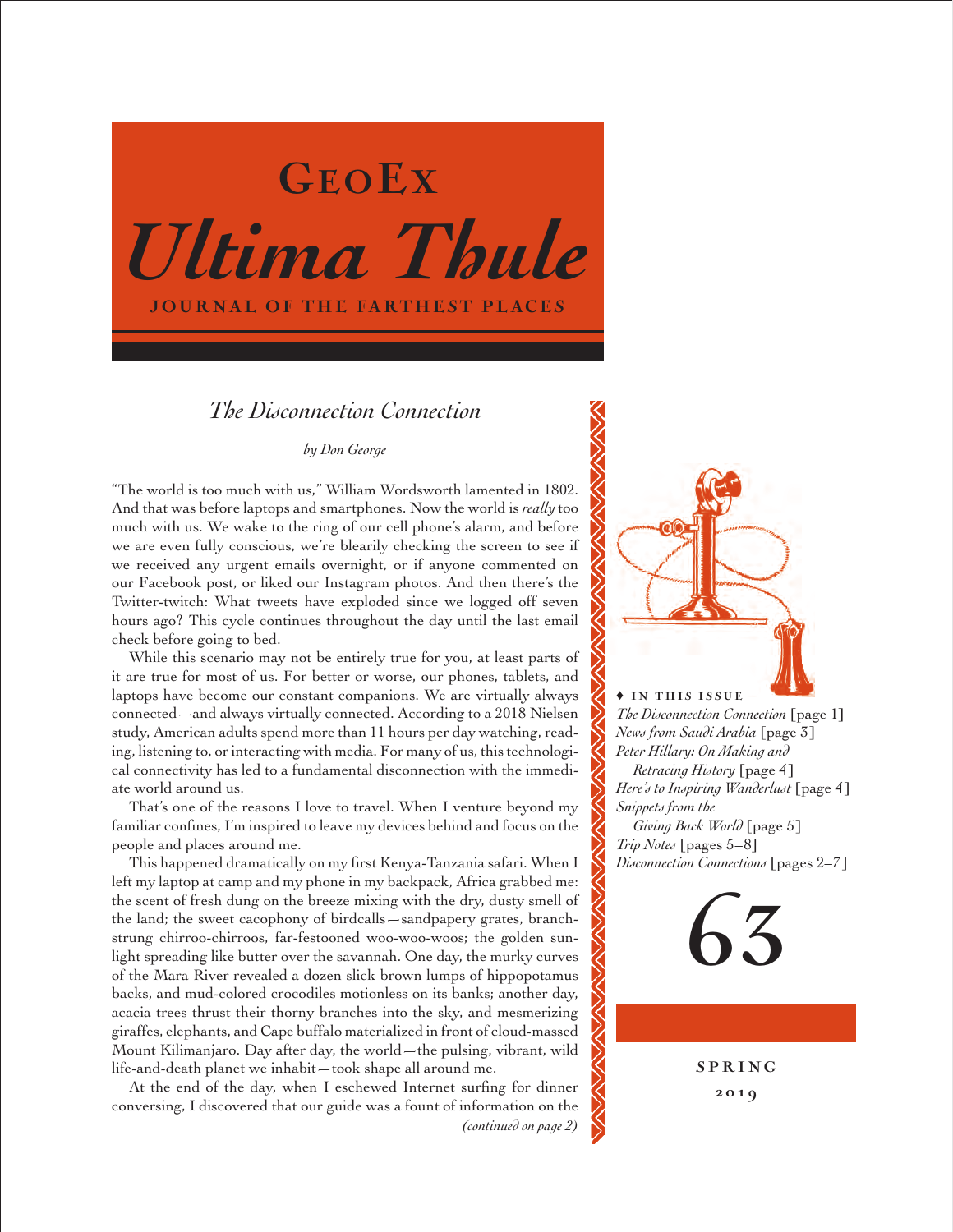# GeoEx

# *Ultima Thule*

**JOURNAL OF THE FARTHEST PLACES**

## *The Disconnection Connection*

*by Don George*

"The world is too much with us," William Wordsworth lamented in 1802. And that was before laptops and smartphones. Now the world is *really* too much with us. We wake to the ring of our cell phone's alarm, and before we are even fully conscious, we're blearily checking the screen to see if we received any urgent emails overnight, or if anyone commented on our Facebook post, or liked our Instagram photos. And then there's the Twitter-twitch: What tweets have exploded since we logged off seven hours ago? This cycle continues throughout the day until the last email check before going to bed.

While this scenario may not be entirely true for you, at least parts of it are true for most of us. For better or worse, our phones, tablets, and laptops have become our constant companions. We are virtually always connected—and always virtually connected. According to a 2018 Nielsen study, American adults spend more than 11 hours per day watching, reading, listening to, or interacting with media. For many of us, this technological connectivity has led to a fundamental disconnection with the immediate world around us.

That's one of the reasons I love to travel. When I venture beyond my familiar confines, I'm inspired to leave my devices behind and focus on the people and places around me.

This happened dramatically on my first Kenya-Tanzania safari. When I left my laptop at camp and my phone in my backpack, Africa grabbed me: the scent of fresh dung on the breeze mixing with the dry, dusty smell of the land; the sweet cacophony of birdcalls—sandpapery grates, branch-strung chirroo-chirroos, far-festooned woo-woo-woos; the golden sunlight spreading like butter over the savannah. One day, the murky curves of the Mara River revealed a dozen slick brown lumps of hippopotamus backs, and mud-colored crocodiles motionless on its banks; another day, acacia trees thrust their thorny branches into the sky, and mesmerizing giraffes, elephants, and Cape buffalo materialized in front of cloud-massed Mount Kilimanjaro. Day after day, the world—the pulsing, vibrant, wild life-and-death planet we inhabit—took shape all around me.

At the end of the day, when I eschewed Internet surfing for dinner conversing, I discovered that our guide was a fount of information on the

*(continued on page 2)*

♦ **IN THIS ISSUE**

*The Disconnection Connection* [page 1]
*News from Saudi Arabia* [page 3]
*Peter Hillary: On Making and Retracing History* [page 4]
*Here's to Inspiring Wanderlust* [page 4]
*Snippets from the Giving Back World* [page 5]
*Trip Notes* [pages 5–8]
*Disconnection Connections* [pages 2–7]

**63**

**SPRING 2019**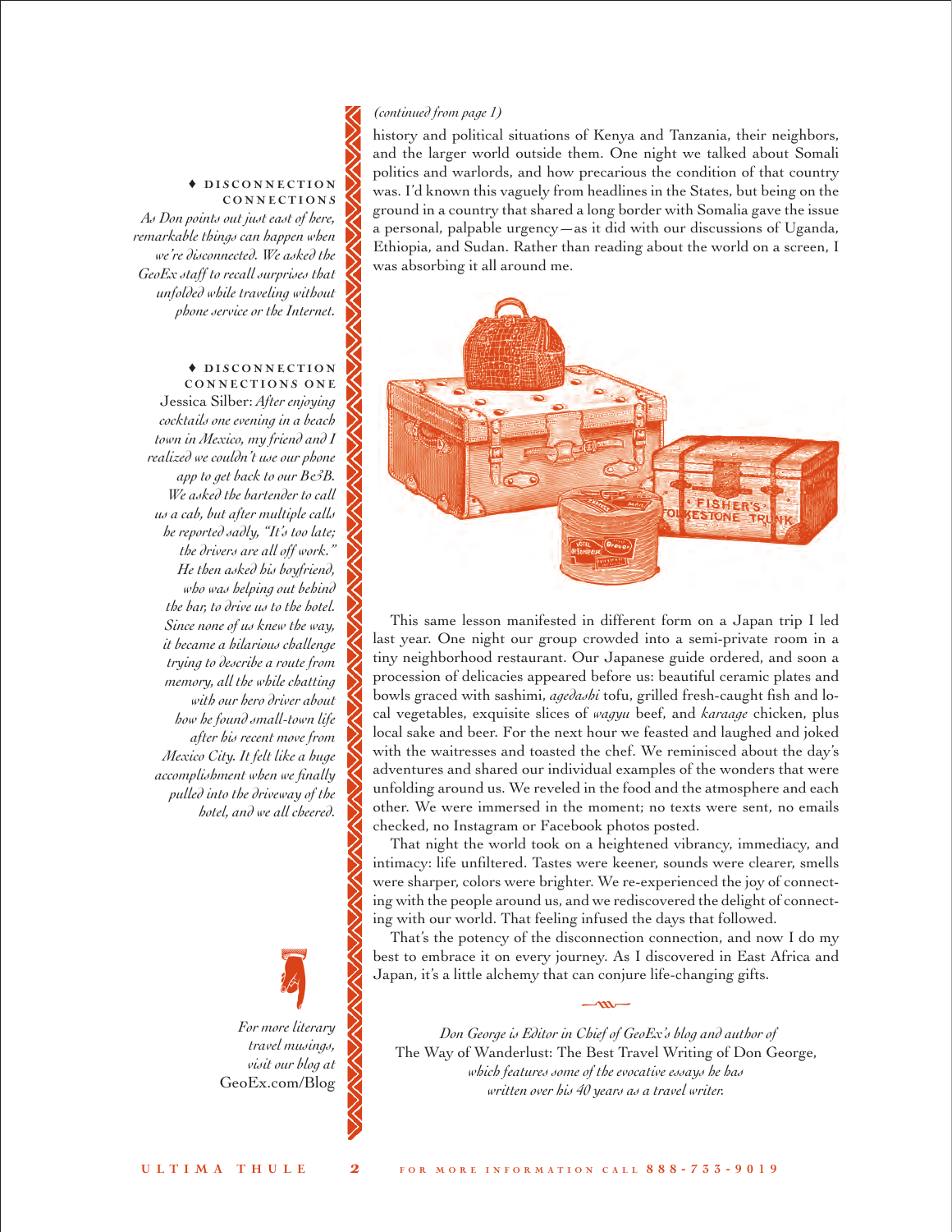*(continued from page 1)*

history and political situations of Kenya and Tanzania, their neighbors, and the larger world outside them. One night we talked about Somali politics and warlords, and how precarious the condition of that country was. I'd known this vaguely from headlines in the States, but being on the ground in a country that shared a long border with Somalia gave the issue a personal, palpable urgency—as it did with our discussions of Uganda, Ethiopia, and Sudan. Rather than reading about the world on a screen, I was absorbing it all around me.

This same lesson manifested in different form on a Japan trip I led last year. One night our group crowded into a semi-private room in a tiny neighborhood restaurant. Our Japanese guide ordered, and soon a procession of delicacies appeared before us: beautiful ceramic plates and bowls graced with sashimi, *agedashi* tofu, grilled fresh-caught fish and local vegetables, exquisite slices of *wagyu* beef, and *karaage* chicken, plus local sake and beer. For the next hour we feasted and laughed and joked with the waitresses and toasted the chef. We reminisced about the day's adventures and shared our individual examples of the wonders that were unfolding around us. We reveled in the food and the atmosphere and each other. We were immersed in the moment; no texts were sent, no emails checked, no Instagram or Facebook photos posted.

That night the world took on a heightened vibrancy, immediacy, and intimacy: life unfiltered. Tastes were keener, sounds were clearer, smells were sharper, colors were brighter. We re-experienced the joy of connecting with the people around us, and we rediscovered the delight of connecting with our world. That feeling infused the days that followed.

That's the potency of the disconnection connection, and now I do my best to embrace it on every journey. As I discovered in East Africa and Japan, it's a little alchemy that can conjure life-changing gifts.

*Don George is Editor in Chief of GeoEx's blog and author of* The Way of Wanderlust: The Best Travel Writing of Don George, *which features some of the evocative essays he has written over his 40 years as a travel writer.*

---

♦ **DISCONNECTION CONNECTIONS**

*As Don points out just east of here, remarkable things can happen when we're disconnected. We asked the GeoEx staff to recall surprises that unfolded while traveling without phone service or the Internet.*

♦ **DISCONNECTION CONNECTIONS ONE**

Jessica Silber: *After enjoying cocktails one evening in a beach town in Mexico, my friend and I realized we couldn't use our phone app to get back to our B&B. We asked the bartender to call us a cab, but after multiple calls he reported sadly, "It's too late; the drivers are all off work." He then asked his boyfriend, who was helping out behind the bar, to drive us to the hotel. Since none of us knew the way, it became a hilarious challenge trying to describe a route from memory, all the while chatting with our hero driver about how he found small-town life after his recent move from Mexico City. It felt like a huge accomplishment when we finally pulled into the driveway of the hotel, and we all cheered.*

*For more literary travel musings, visit our blog at* GeoEx.com/Blog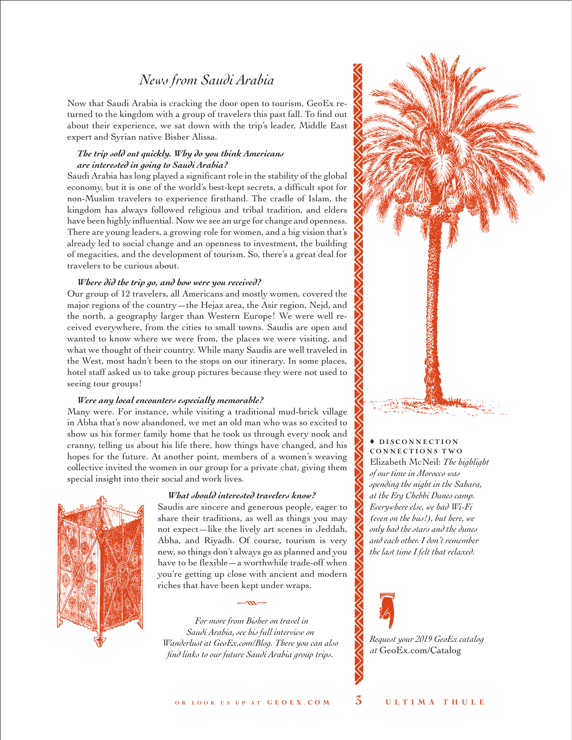# *News from Saudi Arabia*

Now that Saudi Arabia is cracking the door open to tourism, GeoEx returned to the kingdom with a group of travelers this past fall. To find out about their experience, we sat down with the trip's leader, Middle East expert and Syrian native Bisher Alissa.

***The trip sold out quickly. Why do you think Americans are interested in going to Saudi Arabia?***

Saudi Arabia has long played a significant role in the stability of the global economy, but it is one of the world's best-kept secrets, a difficult spot for non-Muslim travelers to experience firsthand. The cradle of Islam, the kingdom has always followed religious and tribal tradition, and elders have been highly influential. Now we see an urge for change and openness. There are young leaders, a growing role for women, and a big vision that's already led to social change and an openness to investment, the building of megacities, and the development of tourism. So, there's a great deal for travelers to be curious about.

***Where did the trip go, and how were you received?***

Our group of 12 travelers, all Americans and mostly women, covered the major regions of the country—the Hejaz area, the Asir region, Nejd, and the north, a geography larger than Western Europe! We were well received everywhere, from the cities to small towns. Saudis are open and wanted to know where we were from, the places we were visiting, and what we thought of their country. While many Saudis are well traveled in the West, most hadn't been to the stops on our itinerary. In some places, hotel staff asked us to take group pictures because they were not used to seeing tour groups!

***Were any local encounters especially memorable?***

Many were. For instance, while visiting a traditional mud-brick village in Abha that's now abandoned, we met an old man who was so excited to show us his former family home that he took us through every nook and cranny, telling us about his life there, how things have changed, and his hopes for the future. At another point, members of a women's weaving collective invited the women in our group for a private chat, giving them special insight into their social and work lives.

***What should interested travelers know?***

Saudis are sincere and generous people, eager to share their traditions, as well as things you may not expect—like the lively art scenes in Jeddah, Abha, and Riyadh. Of course, tourism is very new, so things don't always go as planned and you have to be flexible—a worthwhile trade-off when you're getting up close with ancient and modern riches that have been kept under wraps.

*For more from Bisher on travel in Saudi Arabia, see his full interview on Wanderlust at GeoEx.com/Blog. There you can also find links to our future Saudi Arabia group trips.*

♦ **DISCONNECTION CONNECTIONS TWO**

Elizabeth McNeil: *The highlight of our time in Morocco was spending the night in the Sahara, at the Erg Chebbi Dunes camp. Everywhere else, we had Wi-Fi (even on the bus!), but here, we only had the stars and the dunes and each other. I don't remember the last time I felt that relaxed.*

*Request your 2019 GeoEx catalog at* GeoEx.com/Catalog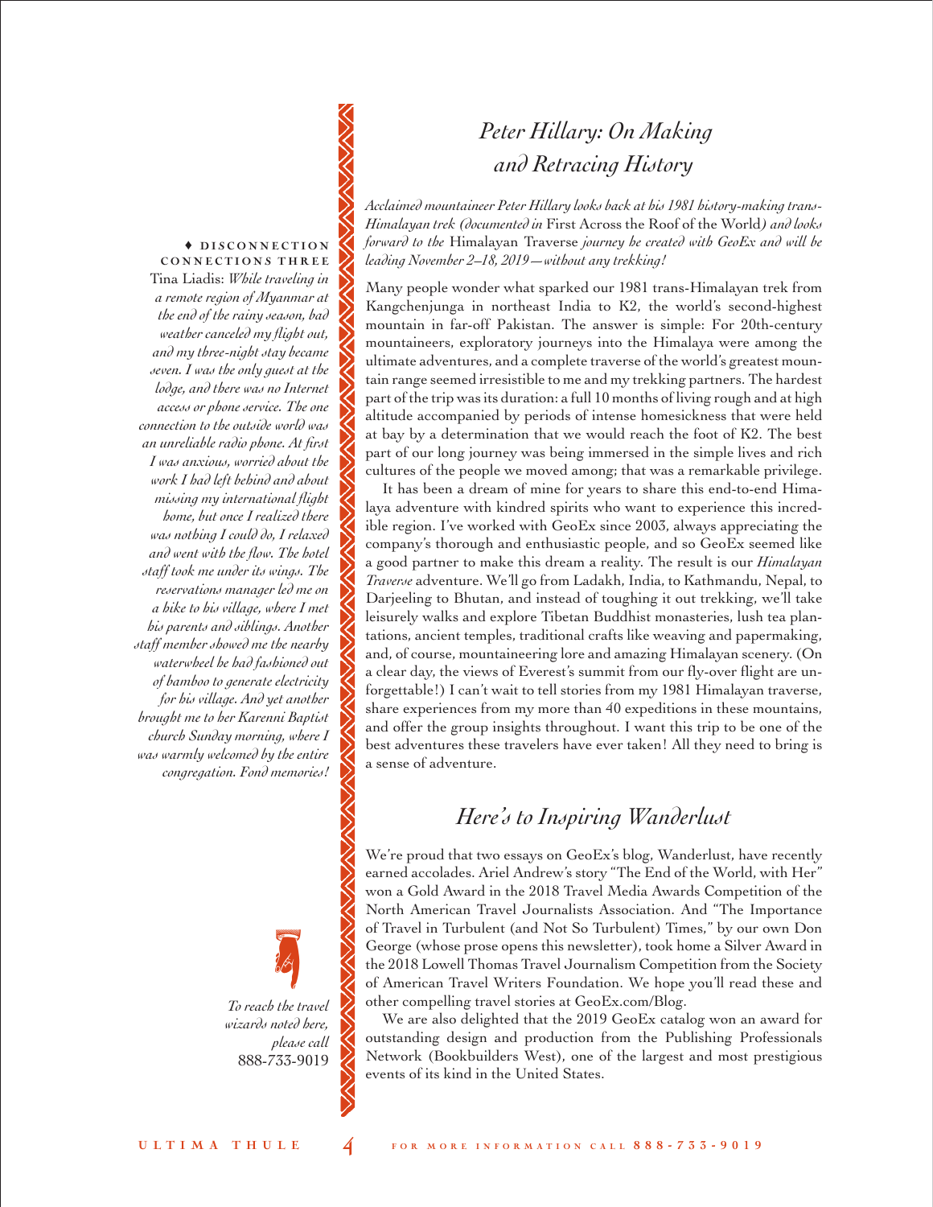## Peter Hillary: On Making and Retracing History

*Acclaimed mountaineer Peter Hillary looks back at his 1981 history-making trans-Himalayan trek (documented in* First Across the Roof of the World*) and looks forward to the* Himalayan Traverse *journey he created with GeoEx and will be leading November 2–18, 2019—without any trekking!*

Many people wonder what sparked our 1981 trans-Himalayan trek from Kangchenjunga in northeast India to K2, the world's second-highest mountain in far-off Pakistan. The answer is simple: For 20th-century mountaineers, exploratory journeys into the Himalaya were among the ultimate adventures, and a complete traverse of the world's greatest mountain range seemed irresistible to me and my trekking partners. The hardest part of the trip was its duration: a full 10 months of living rough and at high altitude accompanied by periods of intense homesickness that were held at bay by a determination that we would reach the foot of K2. The best part of our long journey was being immersed in the simple lives and rich cultures of the people we moved among; that was a remarkable privilege.

It has been a dream of mine for years to share this end-to-end Himalaya adventure with kindred spirits who want to experience this incredible region. I've worked with GeoEx since 2003, always appreciating the company's thorough and enthusiastic people, and so GeoEx seemed like a good partner to make this dream a reality. The result is our *Himalayan Traverse* adventure. We'll go from Ladakh, India, to Kathmandu, Nepal, to Darjeeling to Bhutan, and instead of toughing it out trekking, we'll take leisurely walks and explore Tibetan Buddhist monasteries, lush tea plantations, ancient temples, traditional crafts like weaving and papermaking, and, of course, mountaineering lore and amazing Himalayan scenery. (On a clear day, the views of Everest's summit from our fly-over flight are unforgettable!) I can't wait to tell stories from my 1981 Himalayan traverse, share experiences from my more than 40 expeditions in these mountains, and offer the group insights throughout. I want this trip to be one of the best adventures these travelers have ever taken! All they need to bring is a sense of adventure.

## Here's to Inspiring Wanderlust

We're proud that two essays on GeoEx's blog, Wanderlust, have recently earned accolades. Ariel Andrew's story "The End of the World, with Her" won a Gold Award in the 2018 Travel Media Awards Competition of the North American Travel Journalists Association. And "The Importance of Travel in Turbulent (and Not So Turbulent) Times," by our own Don George (whose prose opens this newsletter), took home a Silver Award in the 2018 Lowell Thomas Travel Journalism Competition from the Society of American Travel Writers Foundation. We hope you'll read these and other compelling travel stories at GeoEx.com/Blog.

We are also delighted that the 2019 GeoEx catalog won an award for outstanding design and production from the Publishing Professionals Network (Bookbuilders West), one of the largest and most prestigious events of its kind in the United States.

♦ **DISCONNECTION CONNECTIONS THREE**

Tina Liadis: *While traveling in a remote region of Myanmar at the end of the rainy season, bad weather canceled my flight out, and my three-night stay became seven. I was the only guest at the lodge, and there was no Internet access or phone service. The one connection to the outside world was an unreliable radio phone. At first I was anxious, worried about the work I had left behind and about missing my international flight home, but once I realized there was nothing I could do, I relaxed and went with the flow. The hotel staff took me under its wings. The reservations manager led me on a hike to his village, where I met his parents and siblings. Another staff member showed me the nearby waterwheel he had fashioned out of bamboo to generate electricity for his village. And yet another brought me to her Karenni Baptist church Sunday morning, where I was warmly welcomed by the entire congregation. Fond memories!*

*To reach the travel wizards noted here, please call* 888-733-9019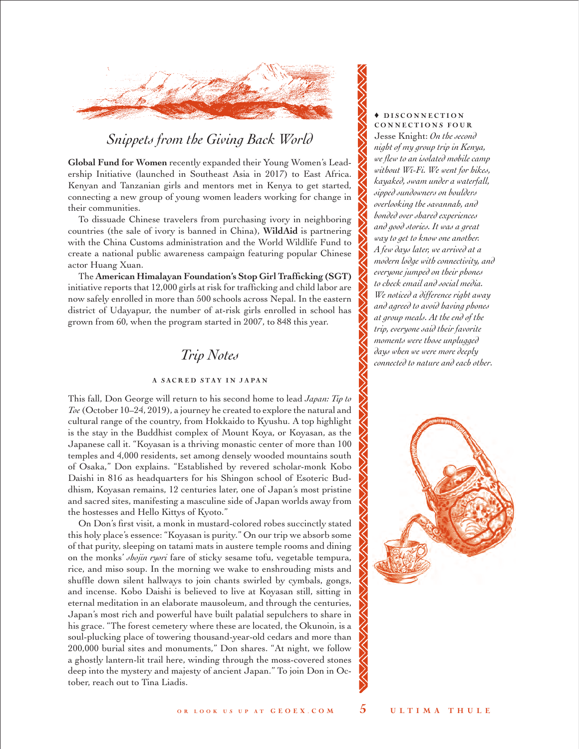## *Snippets from the Giving Back World*

**Global Fund for Women** recently expanded their Young Women's Leadership Initiative (launched in Southeast Asia in 2017) to East Africa. Kenyan and Tanzanian girls and mentors met in Kenya to get started, connecting a new group of young women leaders working for change in their communities.

To dissuade Chinese travelers from purchasing ivory in neighboring countries (the sale of ivory is banned in China), **WildAid** is partnering with the China Customs administration and the World Wildlife Fund to create a national public awareness campaign featuring popular Chinese actor Huang Xuan.

The **American Himalayan Foundation's Stop Girl Trafficking (SGT)** initiative reports that 12,000 girls at risk for trafficking and child labor are now safely enrolled in more than 500 schools across Nepal. In the eastern district of Udayapur, the number of at-risk girls enrolled in school has grown from 60, when the program started in 2007, to 848 this year.

## *Trip Notes*

### A SACRED STAY IN JAPAN

This fall, Don George will return to his second home to lead *Japan: Tip to Toe* (October 10–24, 2019), a journey he created to explore the natural and cultural range of the country, from Hokkaido to Kyushu. A top highlight is the stay in the Buddhist complex of Mount Koya, or Koyasan, as the Japanese call it. "Koyasan is a thriving monastic center of more than 100 temples and 4,000 residents, set among densely wooded mountains south of Osaka," Don explains. "Established by revered scholar-monk Kobo Daishi in 816 as headquarters for his Shingon school of Esoteric Buddhism, Koyasan remains, 12 centuries later, one of Japan's most pristine and sacred sites, manifesting a masculine side of Japan worlds away from the hostesses and Hello Kittys of Kyoto."

On Don's first visit, a monk in mustard-colored robes succinctly stated this holy place's essence: "Koyasan is purity." On our trip we absorb some of that purity, sleeping on tatami mats in austere temple rooms and dining on the monks' *shojin ryori* fare of sticky sesame tofu, vegetable tempura, rice, and miso soup. In the morning we wake to enshrouding mists and shuffle down silent hallways to join chants swirled by cymbals, gongs, and incense. Kobo Daishi is believed to live at Koyasan still, sitting in eternal meditation in an elaborate mausoleum, and through the centuries, Japan's most rich and powerful have built palatial sepulchers to share in his grace. "The forest cemetery where these are located, the Okunoin, is a soul-plucking place of towering thousand-year-old cedars and more than 200,000 burial sites and monuments," Don shares. "At night, we follow a ghostly lantern-lit trail here, winding through the moss-covered stones deep into the mystery and majesty of ancient Japan." To join Don in October, reach out to Tina Liadis.

♦ **DISCONNECTION CONNECTIONS FOUR**

Jesse Knight: *On the second night of my group trip in Kenya, we flew to an isolated mobile camp without Wi-Fi. We went for hikes, kayaked, swam under a waterfall, sipped sundowners on boulders overlooking the savannah, and bonded over shared experiences and good stories. It was a great way to get to know one another. A few days later, we arrived at a modern lodge with connectivity, and everyone jumped on their phones to check email and social media. We noticed a difference right away and agreed to avoid having phones at group meals. At the end of the trip, everyone said their favorite moments were those unplugged days when we were more deeply connected to nature and each other.*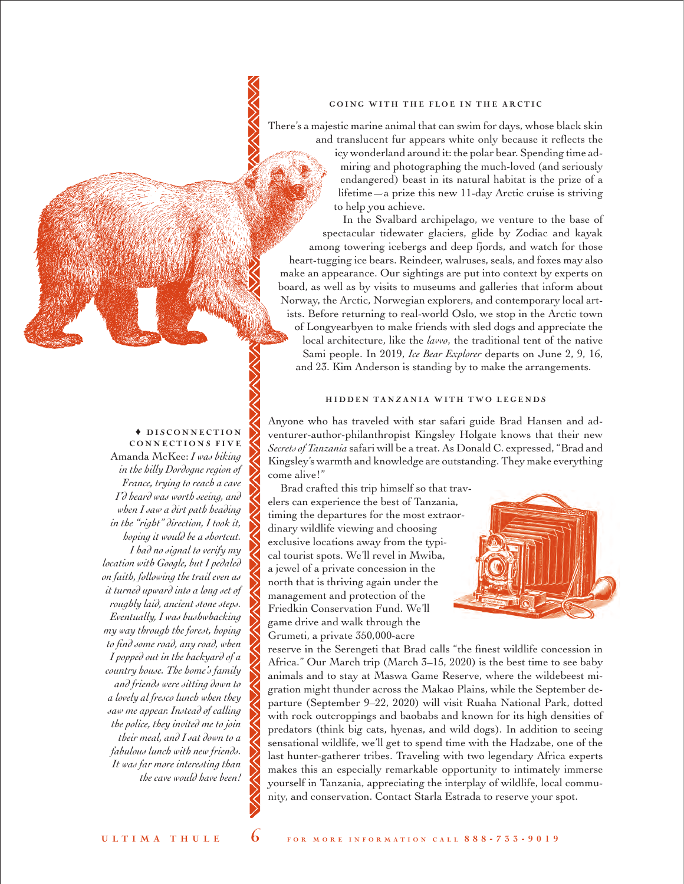### GOING WITH THE FLOE IN THE ARCTIC

There's a majestic marine animal that can swim for days, whose black skin and translucent fur appears white only because it reflects the icy wonderland around it: the polar bear. Spending time admiring and photographing the much-loved (and seriously endangered) beast in its natural habitat is the prize of a lifetime—a prize this new 11-day Arctic cruise is striving to help you achieve.

In the Svalbard archipelago, we venture to the base of spectacular tidewater glaciers, glide by Zodiac and kayak among towering icebergs and deep fjords, and watch for those heart-tugging ice bears. Reindeer, walruses, seals, and foxes may also make an appearance. Our sightings are put into context by experts on board, as well as by visits to museums and galleries that inform about Norway, the Arctic, Norwegian explorers, and contemporary local artists. Before returning to real-world Oslo, we stop in the Arctic town of Longyearbyen to make friends with sled dogs and appreciate the local architecture, like the *lavvo*, the traditional tent of the native Sami people. In 2019, *Ice Bear Explorer* departs on June 2, 9, 16, and 23. Kim Anderson is standing by to make the arrangements.

### HIDDEN TANZANIA WITH TWO LEGENDS

Anyone who has traveled with star safari guide Brad Hansen and adventurer-author-philanthropist Kingsley Holgate knows that their new *Secrets of Tanzania* safari will be a treat. As Donald C. expressed, "Brad and Kingsley's warmth and knowledge are outstanding. They make everything come alive!"

Brad crafted this trip himself so that travelers can experience the best of Tanzania, timing the departures for the most extraordinary wildlife viewing and choosing exclusive locations away from the typical tourist spots. We'll revel in Mwiba, a jewel of a private concession in the north that is thriving again under the management and protection of the Friedkin Conservation Fund. We'll game drive and walk through the Grumeti, a private 350,000-acre reserve in the Serengeti that Brad calls "the finest wildlife concession in Africa." Our March trip (March 3–15, 2020) is the best time to see baby animals and to stay at Maswa Game Reserve, where the wildebeest migration might thunder across the Makao Plains, while the September departure (September 9–22, 2020) will visit Ruaha National Park, dotted with rock outcroppings and baobabs and known for its high densities of predators (think big cats, hyenas, and wild dogs). In addition to seeing sensational wildlife, we'll get to spend time with the Hadzabe, one of the last hunter-gatherer tribes. Traveling with two legendary Africa experts makes this an especially remarkable opportunity to intimately immerse yourself in Tanzania, appreciating the interplay of wildlife, local community, and conservation. Contact Starla Estrada to reserve your spot.

---

♦ **DISCONNECTION CONNECTIONS FIVE**

Amanda McKee: *I was biking in the hilly Dordogne region of France, trying to reach a cave I'd heard was worth seeing, and when I saw a dirt path heading in the "right" direction, I took it, hoping it would be a shortcut. I had no signal to verify my location with Google, but I pedaled on faith, following the trail even as it turned upward into a long set of roughly laid, ancient stone steps. Eventually, I was bushwhacking my way through the forest, hoping to find some road, any road, when I popped out in the backyard of a country house. The home's family and friends were sitting down to a lovely al fresco lunch when they saw me appear. Instead of calling the police, they invited me to join their meal, and I sat down to a fabulous lunch with new friends. It was far more interesting than the cave would have been!*

---

FOR MORE INFORMATION CALL **888-733-9019**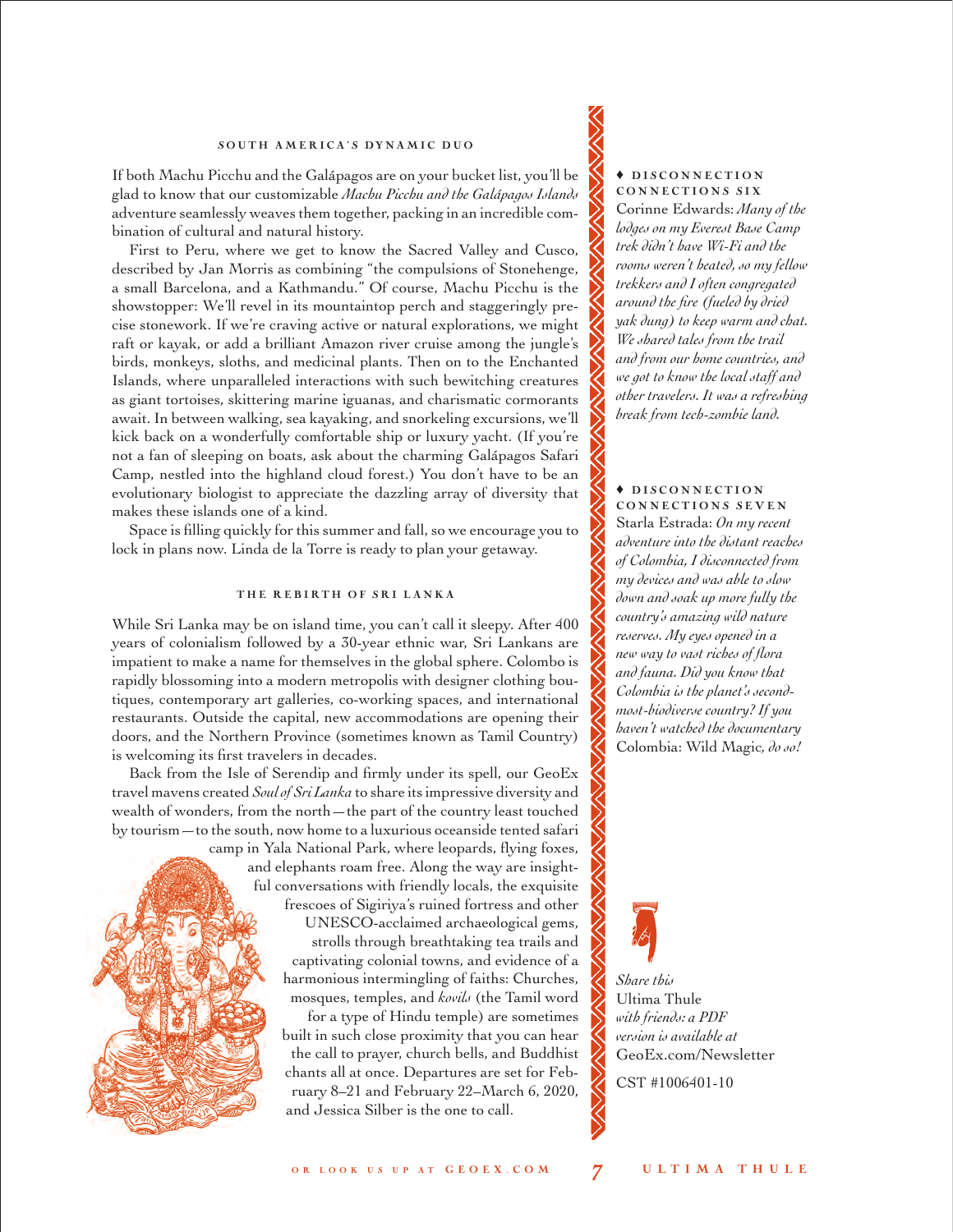## SOUTH AMERICA'S DYNAMIC DUO

If both Machu Picchu and the Galápagos are on your bucket list, you'll be glad to know that our customizable *Machu Picchu and the Galápagos Islands* adventure seamlessly weaves them together, packing in an incredible combination of cultural and natural history.

First to Peru, where we get to know the Sacred Valley and Cusco, described by Jan Morris as combining "the compulsions of Stonehenge, a small Barcelona, and a Kathmandu." Of course, Machu Picchu is the showstopper: We'll revel in its mountaintop perch and staggeringly precise stonework. If we're craving active or natural explorations, we might raft or kayak, or add a brilliant Amazon river cruise among the jungle's birds, monkeys, sloths, and medicinal plants. Then on to the Enchanted Islands, where unparalleled interactions with such bewitching creatures as giant tortoises, skittering marine iguanas, and charismatic cormorants await. In between walking, sea kayaking, and snorkeling excursions, we'll kick back on a wonderfully comfortable ship or luxury yacht. (If you're not a fan of sleeping on boats, ask about the charming Galápagos Safari Camp, nestled into the highland cloud forest.) You don't have to be an evolutionary biologist to appreciate the dazzling array of diversity that makes these islands one of a kind.

Space is filling quickly for this summer and fall, so we encourage you to lock in plans now. Linda de la Torre is ready to plan your getaway.

## THE REBIRTH OF SRI LANKA

While Sri Lanka may be on island time, you can't call it sleepy. After 400 years of colonialism followed by a 30-year ethnic war, Sri Lankans are impatient to make a name for themselves in the global sphere. Colombo is rapidly blossoming into a modern metropolis with designer clothing boutiques, contemporary art galleries, co-working spaces, and international restaurants. Outside the capital, new accommodations are opening their doors, and the Northern Province (sometimes known as Tamil Country) is welcoming its first travelers in decades.

Back from the Isle of Serendip and firmly under its spell, our GeoEx travel mavens created *Soul of Sri Lanka* to share its impressive diversity and wealth of wonders, from the north—the part of the country least touched by tourism—to the south, now home to a luxurious oceanside tented safari camp in Yala National Park, where leopards, flying foxes, and elephants roam free. Along the way are insightful conversations with friendly locals, the exquisite frescoes of Sigiriya's ruined fortress and other UNESCO-acclaimed archaeological gems, strolls through breathtaking tea trails and captivating colonial towns, and evidence of a harmonious intermingling of faiths: Churches, mosques, temples, and *kovils* (the Tamil word for a type of Hindu temple) are sometimes built in such close proximity that you can hear the call to prayer, church bells, and Buddhist chants all at once. Departures are set for February 8–21 and February 22–March 6, 2020, and Jessica Silber is the one to call.

♦ **DISCONNECTION CONNECTIONS SIX**

Corinne Edwards: *Many of the lodges on my Everest Base Camp trek didn't have Wi-Fi and the rooms weren't heated, so my fellow trekkers and I often congregated around the fire (fueled by dried yak dung) to keep warm and chat. We shared tales from the trail and from our home countries, and we got to know the local staff and other travelers. It was a refreshing break from tech-zombie land.*

♦ **DISCONNECTION CONNECTIONS SEVEN**

Starla Estrada: *On my recent adventure into the distant reaches of Colombia, I disconnected from my devices and was able to slow down and soak up more fully the country's amazing wild nature reserves. My eyes opened in a new way to vast riches of flora and fauna. Did you know that Colombia is the planet's second-most-biodiverse country? If you haven't watched the documentary* Colombia: Wild Magic, *do so!*

*Share this* Ultima Thule *with friends: a PDF version is available at* GeoEx.com/Newsletter

CST #1006401-10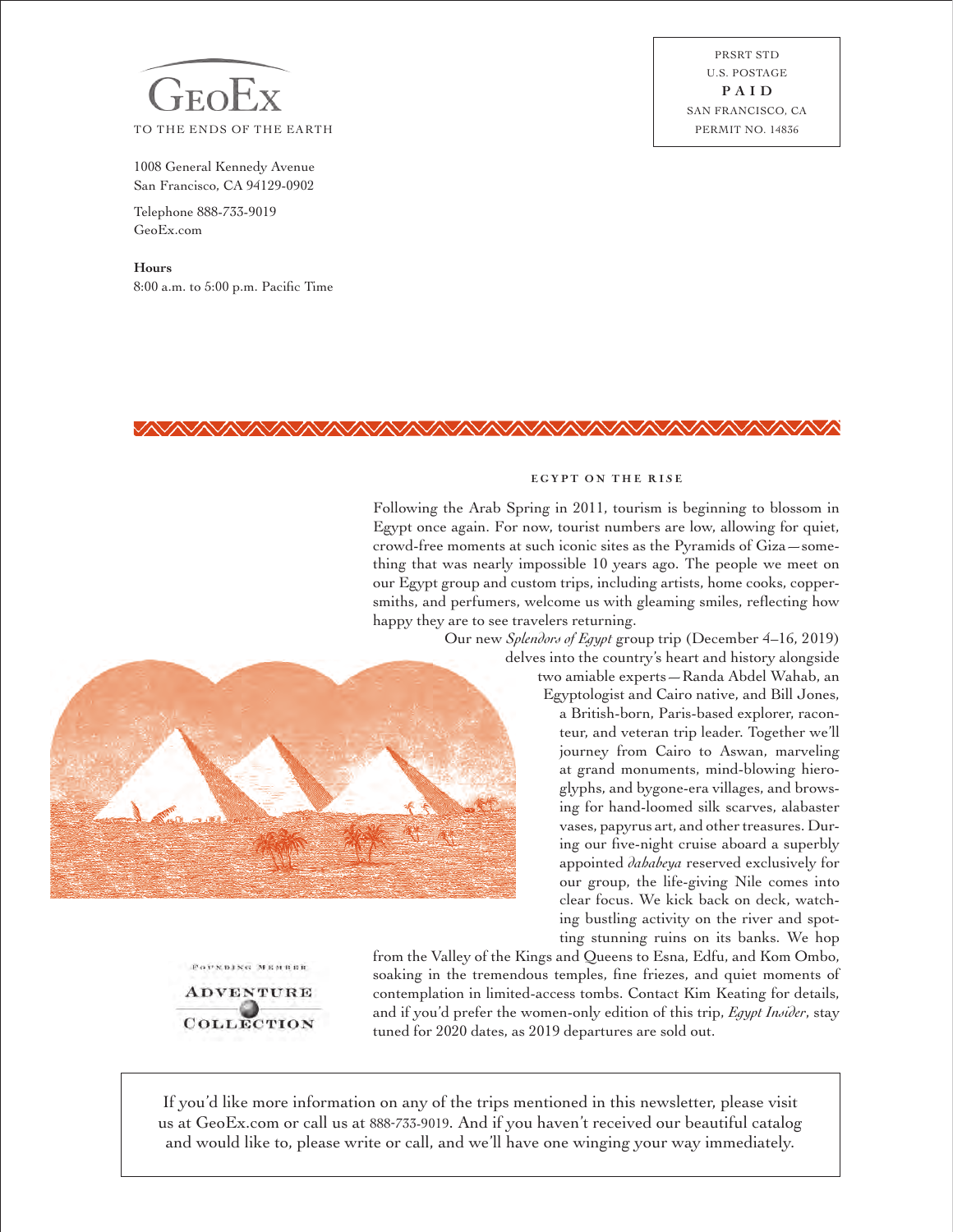GeoEx

TO THE ENDS OF THE EARTH

1008 General Kennedy Avenue
San Francisco, CA 94129-0902

Telephone 888-733-9019
GeoEx.com

**Hours**
8:00 a.m. to 5:00 p.m. Pacific Time

PRSRT STD
U.S. POSTAGE
**PAID**
SAN FRANCISCO, CA
PERMIT NO. 14836

## EGYPT ON THE RISE

Following the Arab Spring in 2011, tourism is beginning to blossom in Egypt once again. For now, tourist numbers are low, allowing for quiet, crowd-free moments at such iconic sites as the Pyramids of Giza—something that was nearly impossible 10 years ago. The people we meet on our Egypt group and custom trips, including artists, home cooks, coppersmiths, and perfumers, welcome us with gleaming smiles, reflecting how happy they are to see travelers returning.

Our new *Splendors of Egypt* group trip (December 4–16, 2019) delves into the country's heart and history alongside two amiable experts—Randa Abdel Wahab, an Egyptologist and Cairo native, and Bill Jones, a British-born, Paris-based explorer, raconteur, and veteran trip leader. Together we'll journey from Cairo to Aswan, marveling at grand monuments, mind-blowing hieroglyphs, and bygone-era villages, and browsing for hand-loomed silk scarves, alabaster vases, papyrus art, and other treasures. During our five-night cruise aboard a superbly appointed *dahabeya* reserved exclusively for our group, the life-giving Nile comes into clear focus. We kick back on deck, watching bustling activity on the river and spotting stunning ruins on its banks. We hop from the Valley of the Kings and Queens to Esna, Edfu, and Kom Ombo, soaking in the tremendous temples, fine friezes, and quiet moments of contemplation in limited-access tombs. Contact Kim Keating for details, and if you'd prefer the women-only edition of this trip, *Egypt Insider*, stay tuned for 2020 dates, as 2019 departures are sold out.

FOUNDING MEMBER
ADVENTURE COLLECTION

If you'd like more information on any of the trips mentioned in this newsletter, please visit us at GeoEx.com or call us at 888-733-9019. And if you haven't received our beautiful catalog and would like to, please write or call, and we'll have one winging your way immediately.